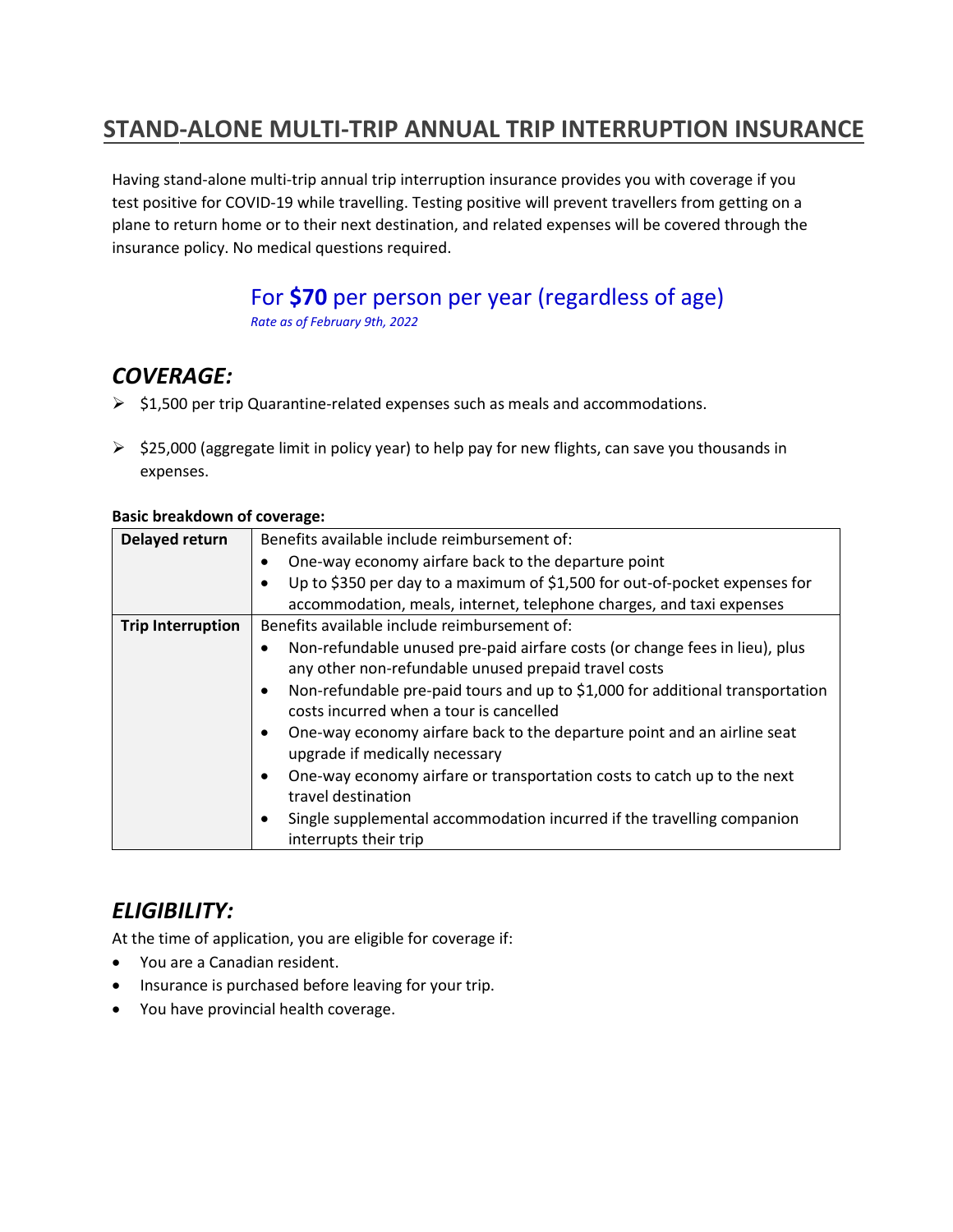# STAND-ALONE MULTI-TRIP ANNUAL TRIP INTERRUPTION INSURANCE

Having stand-alone multi-trip annual trip interruption insurance provides you with coverage if you test positive for COVID-19 while travelling. Testing positive will prevent travellers from getting on a plane to return home or to their next destination, and related expenses will be covered through the insurance policy. No medical questions required.

For **$70** per person per year (regardless of age)
*Rate as of February 9th, 2022*

## *COVERAGE:*

- $1,500 per trip Quarantine-related expenses such as meals and accommodations.
- $25,000 (aggregate limit in policy year) to help pay for new flights, can save you thousands in expenses.

**Basic breakdown of coverage:**

| **Delayed return** | Benefits available include reimbursement of:<br>• One-way economy airfare back to the departure point<br>• Up to $350 per day to a maximum of $1,500 for out-of-pocket expenses for accommodation, meals, internet, telephone charges, and taxi expenses |
|---|---|
| **Trip Interruption** | Benefits available include reimbursement of:<br>• Non-refundable unused pre-paid airfare costs (or change fees in lieu), plus any other non-refundable unused prepaid travel costs<br>• Non-refundable pre-paid tours and up to $1,000 for additional transportation costs incurred when a tour is cancelled<br>• One-way economy airfare back to the departure point and an airline seat upgrade if medically necessary<br>• One-way economy airfare or transportation costs to catch up to the next travel destination<br>• Single supplemental accommodation incurred if the travelling companion interrupts their trip |

## *ELIGIBILITY:*

At the time of application, you are eligible for coverage if:

- You are a Canadian resident.
- Insurance is purchased before leaving for your trip.
- You have provincial health coverage.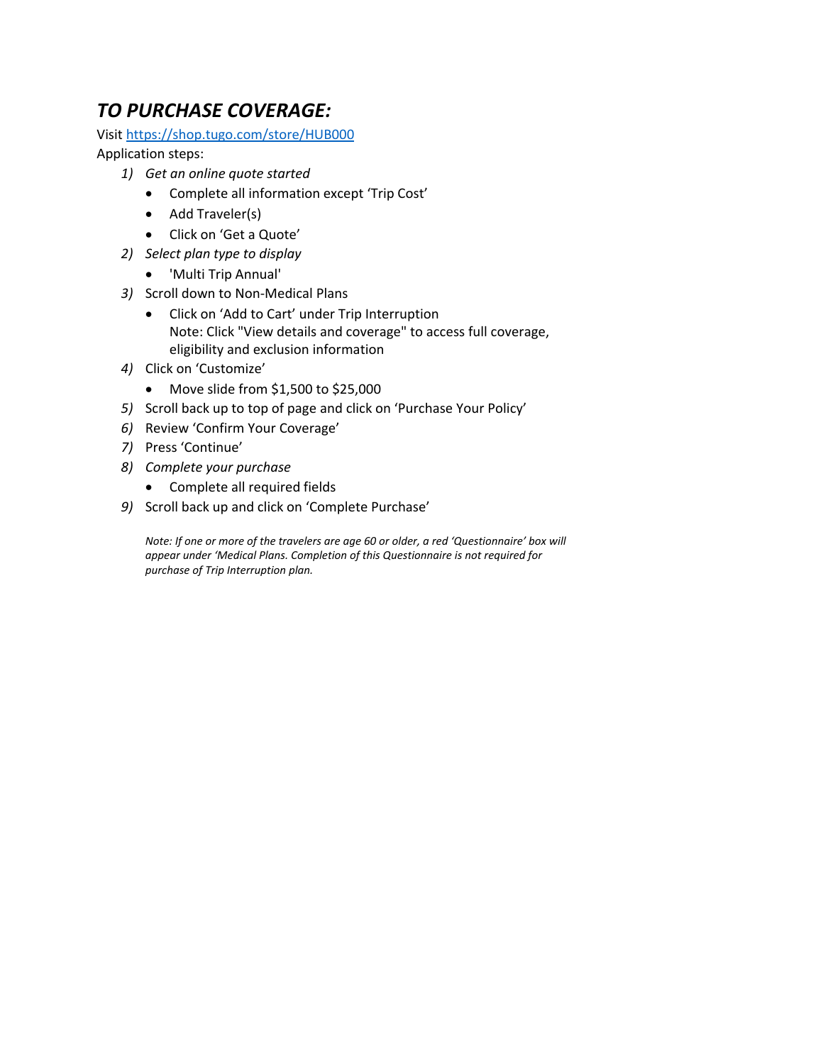## *TO PURCHASE COVERAGE:*

Visit [https://shop.tugo.com/store/HUB000](https://shop.tugo.com/store/HUB000)

Application steps:

1) *Get an online quote started*
   - Complete all information except 'Trip Cost'
   - Add Traveler(s)
   - Click on 'Get a Quote'
2) *Select plan type to display*
   - 'Multi Trip Annual'
3) Scroll down to Non-Medical Plans
   - Click on 'Add to Cart' under Trip Interruption
     Note: Click "View details and coverage" to access full coverage, eligibility and exclusion information
4) Click on 'Customize'
   - Move slide from $1,500 to $25,000
5) Scroll back up to top of page and click on 'Purchase Your Policy'
6) Review 'Confirm Your Coverage'
7) Press 'Continue'
8) *Complete your purchase*
   - Complete all required fields
9) Scroll back up and click on 'Complete Purchase'

*Note: If one or more of the travelers are age 60 or older, a red 'Questionnaire' box will appear under 'Medical Plans. Completion of this Questionnaire is not required for purchase of Trip Interruption plan.*